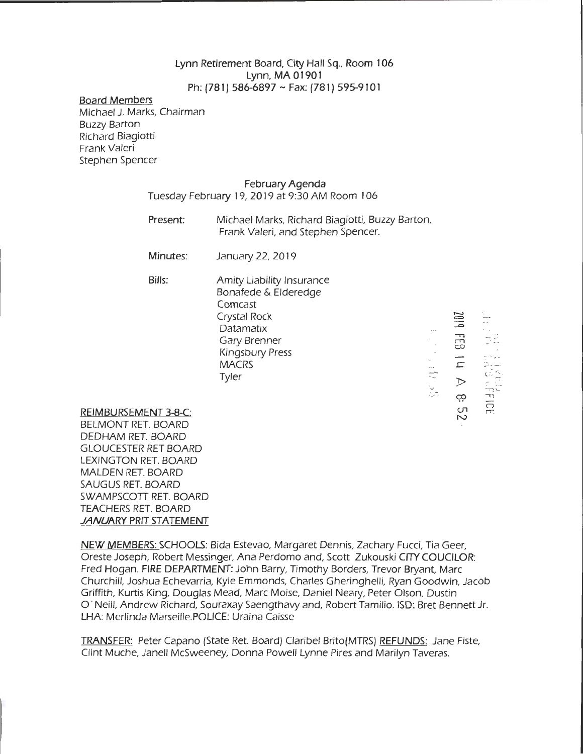Lynn Retirement Board, City Hall Sq., Room 106
Lynn, MA 01901
Ph: (781) 586-6897 ~ Fax: (781) 595-9101

Board Members
Michael J. Marks, Chairman
Buzzy Barton
Richard Biagiotti
Frank Valeri
Stephen Spencer

February Agenda
Tuesday February 19, 2019 at 9:30 AM Room 106

**Present:** Michael Marks, Richard Biagiotti, Buzzy Barton, Frank Valeri, and Stephen Spencer.

**Minutes:** January 22, 2019

**Bills:**
Amity Liability Insurance
Bonafede & Elderedge
Comcast
Crystal Rock
Datamatix
Gary Brenner
Kingsbury Press
MACRS
Tyler

2019 FEB 14 A 8:52

REIMBURSEMENT 3-8-C:
BELMONT RET. BOARD
DEDHAM RET. BOARD
GLOUCESTER RET BOARD
LEXINGTON RET. BOARD
MALDEN RET. BOARD
SAUGUS RET. BOARD
SWAMPSCOTT RET. BOARD
TEACHERS RET. BOARD
JANUARY PRIT STATEMENT

NEW MEMBERS: SCHOOLS: Bida Estevao, Margaret Dennis, Zachary Fucci, Tia Geer, Oreste Joseph, Robert Messinger, Ana Perdomo and, Scott Zukouski **CITY COUCILOR**: Fred Hogan. **FIRE DEPARTMENT**: John Barry, Timothy Borders, Trevor Bryant, Marc Churchill, Joshua Echevarria, Kyle Emmonds, Charles Gheringhelli, Ryan Goodwin, Jacob Griffith, Kurtis King, Douglas Mead, Marc Moise, Daniel Neary, Peter Olson, Dustin O'Neill, Andrew Richard, Souraxay Saengthavy and, Robert Tamilio. ISD: Bret Bennett Jr. LHA: Merlinda Marseille.**POLICE**: Uraina Caisse

TRANSFER: Peter Capano (State Ret. Board) Claribel Brito(MTRS) REFUNDS: Jane Fiste, Clint Muche, Janell McSweeney, Donna Powell Lynne Pires and Marilyn Taveras.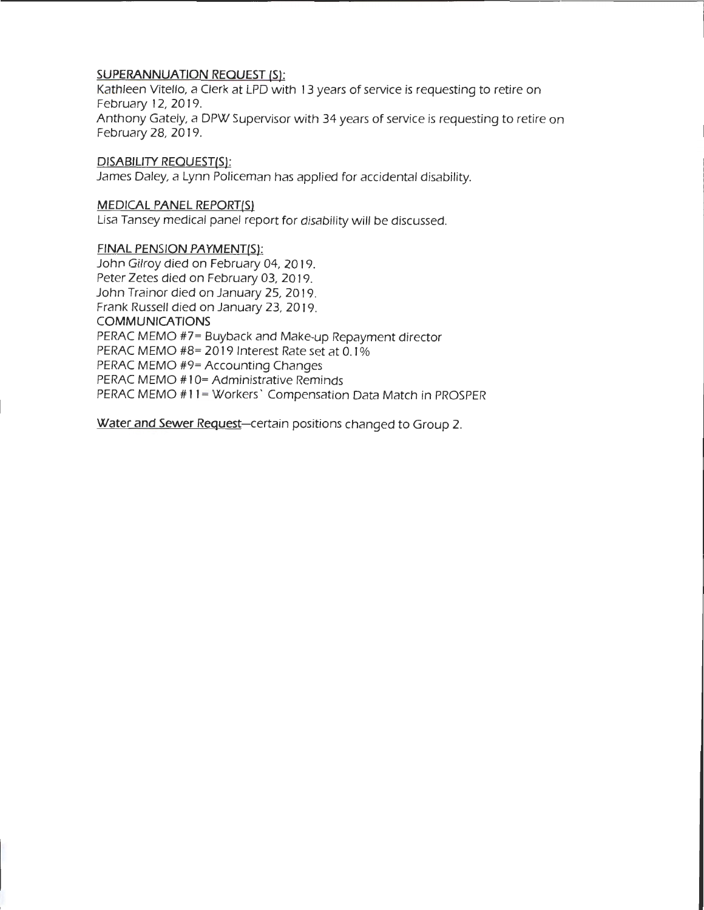<u>SUPERANNUATION REQUEST (S):</u>

Kathleen Vitello, a Clerk at LPD with 13 years of service is requesting to retire on February 12, 2019.

Anthony Gately, a DPW Supervisor with 34 years of service is requesting to retire on February 28, 2019.

<u>DISABILITY REQUEST(S):</u>

James Daley, a Lynn Policeman has applied for accidental disability.

<u>MEDICAL PANEL REPORT(S)</u>

Lisa Tansey medical panel report for disability will be discussed.

<u>FINAL PENSION PAYMENT(S):</u>

John Gilroy died on February 04, 2019.
Peter Zetes died on February 03, 2019.
John Trainor died on January 25, 2019.
Frank Russell died on January 23, 2019.

COMMUNICATIONS

PERAC MEMO #7= Buyback and Make-up Repayment director
PERAC MEMO #8= 2019 Interest Rate set at 0.1%
PERAC MEMO #9= Accounting Changes
PERAC MEMO #10= Administrative Reminds
PERAC MEMO #11= Workers` Compensation Data Match in PROSPER

<u>Water and Sewer Request</u>—certain positions changed to Group 2.